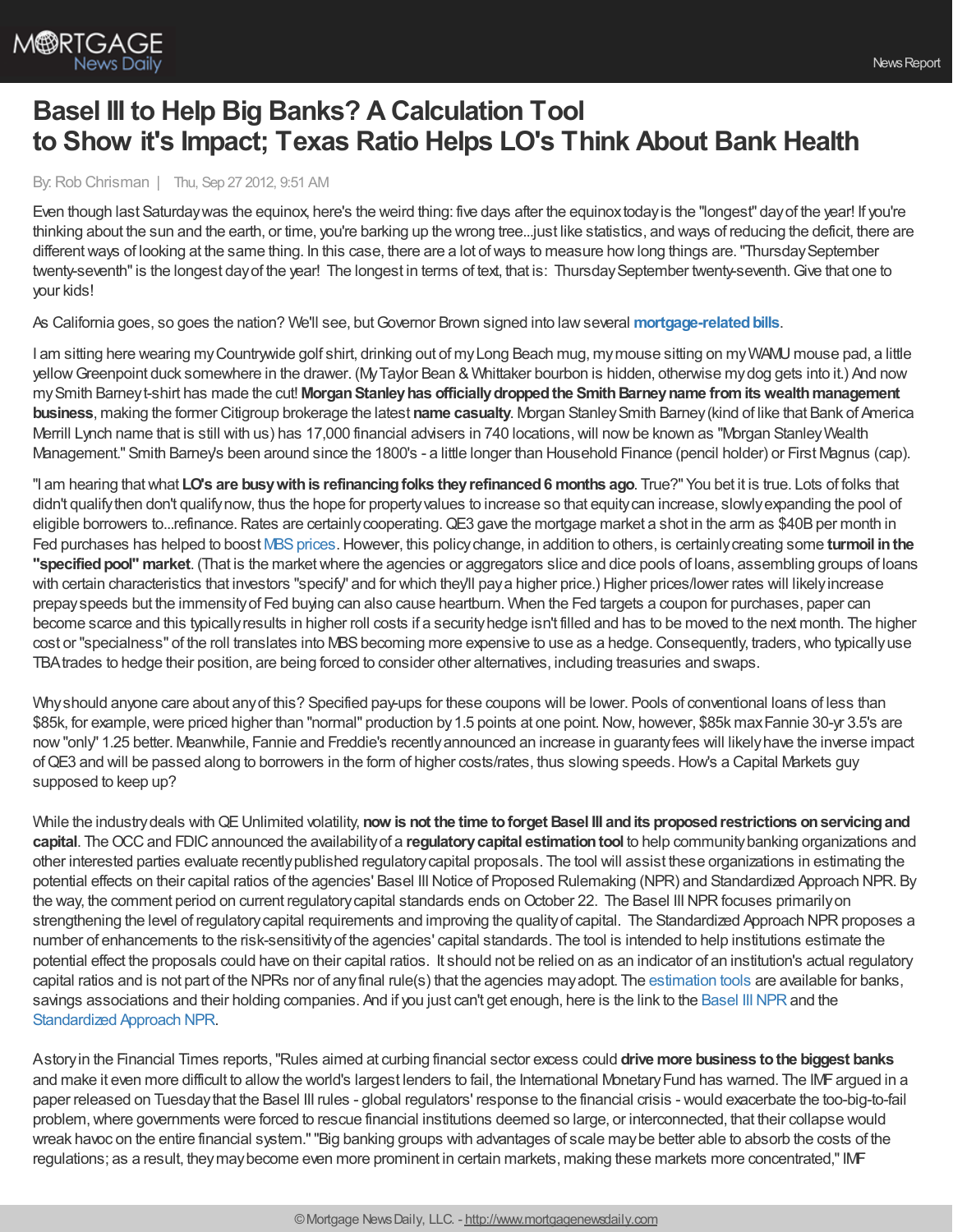# Basel III to Help Big Banks? A Calculation Tool to Show it's Impact; Texas Ratio Helps LO's Think About Bank Health

By: Rob Chrisman | Thu, Sep 27 2012, 9:51 AM

Even though last Saturday was the equinox, here's the weird thing: five days after the equinox today is the "longest" day of the year! If you're thinking about the sun and the earth, or time, you're barking up the wrong tree...just like statistics, and ways of reducing the deficit, there are different ways of looking at the same thing. In this case, there are a lot of ways to measure how long things are. "Thursday September twenty-seventh" is the longest day of the year! The longest in terms of text, that is: Thursday September twenty-seventh. Give that one to your kids!

As California goes, so goes the nation? We'll see, but Governor Brown signed into law several **mortgage-related bills**.

I am sitting here wearing my Countrywide golf shirt, drinking out of my Long Beach mug, my mouse sitting on my WAMU mouse pad, a little yellow Greenpoint duck somewhere in the drawer. (My Taylor Bean & Whittaker bourbon is hidden, otherwise my dog gets into it.) And now my Smith Barney t-shirt has made the cut! **Morgan Stanley has officially dropped the Smith Barney name from its wealth management business**, making the former Citigroup brokerage the latest **name casualty**. Morgan Stanley Smith Barney (kind of like that Bank of America Merrill Lynch name that is still with us) has 17,000 financial advisers in 740 locations, will now be known as "Morgan Stanley Wealth Management." Smith Barney's been around since the 1800's - a little longer than Household Finance (pencil holder) or First Magnus (cap).

"I am hearing that what **LO's are busy with is refinancing folks they refinanced 6 months ago**. True?" You bet it is true. Lots of folks that didn't qualify then don't qualify now, thus the hope for property values to increase so that equity can increase, slowly expanding the pool of eligible borrowers to...refinance. Rates are certainly cooperating. QE3 gave the mortgage market a shot in the arm as $40B per month in Fed purchases has helped to boost MBS prices. However, this policy change, in addition to others, is certainly creating some **turmoil in the "specified pool" market**. (That is the market where the agencies or aggregators slice and dice pools of loans, assembling groups of loans with certain characteristics that investors "specify" and for which they'll pay a higher price.) Higher prices/lower rates will likely increase prepay speeds but the immensity of Fed buying can also cause heartburn. When the Fed targets a coupon for purchases, paper can become scarce and this typically results in higher roll costs if a security hedge isn't filled and has to be moved to the next month. The higher cost or "specialness" of the roll translates into MBS becoming more expensive to use as a hedge. Consequently, traders, who typically use TBA trades to hedge their position, are being forced to consider other alternatives, including treasuries and swaps.

Why should anyone care about any of this? Specified pay-ups for these coupons will be lower. Pools of conventional loans of less than $85k, for example, were priced higher than "normal" production by 1.5 points at one point. Now, however, $85k max Fannie 30-yr 3.5's are now "only" 1.25 better. Meanwhile, Fannie and Freddie's recently announced an increase in guaranty fees will likely have the inverse impact of QE3 and will be passed along to borrowers in the form of higher costs/rates, thus slowing speeds. How's a Capital Markets guy supposed to keep up?

While the industry deals with QE Unlimited volatility, **now is not the time to forget Basel III and its proposed restrictions on servicing and capital**. The OCC and FDIC announced the availability of a **regulatory capital estimation tool** to help community banking organizations and other interested parties evaluate recently published regulatory capital proposals. The tool will assist these organizations in estimating the potential effects on their capital ratios of the agencies' Basel III Notice of Proposed Rulemaking (NPR) and Standardized Approach NPR. By the way, the comment period on current regulatory capital standards ends on October 22. The Basel III NPR focuses primarily on strengthening the level of regulatory capital requirements and improving the quality of capital. The Standardized Approach NPR proposes a number of enhancements to the risk-sensitivity of the agencies' capital standards. The tool is intended to help institutions estimate the potential effect the proposals could have on their capital ratios. It should not be relied on as an indicator of an institution's actual regulatory capital ratios and is not part of the NPRs nor of any final rule(s) that the agencies may adopt. The estimation tools are available for banks, savings associations and their holding companies. And if you just can't get enough, here is the link to the Basel III NPR and the Standardized Approach NPR.

A story in the Financial Times reports, "Rules aimed at curbing financial sector excess could **drive more business to the biggest banks** and make it even more difficult to allow the world's largest lenders to fail, the International Monetary Fund has warned. The IMF argued in a paper released on Tuesday that the Basel III rules - global regulators' response to the financial crisis - would exacerbate the too-big-to-fail problem, where governments were forced to rescue financial institutions deemed so large, or interconnected, that their collapse would wreak havoc on the entire financial system." "Big banking groups with advantages of scale may be better able to absorb the costs of the regulations; as a result, they may become even more prominent in certain markets, making these markets more concentrated," IMF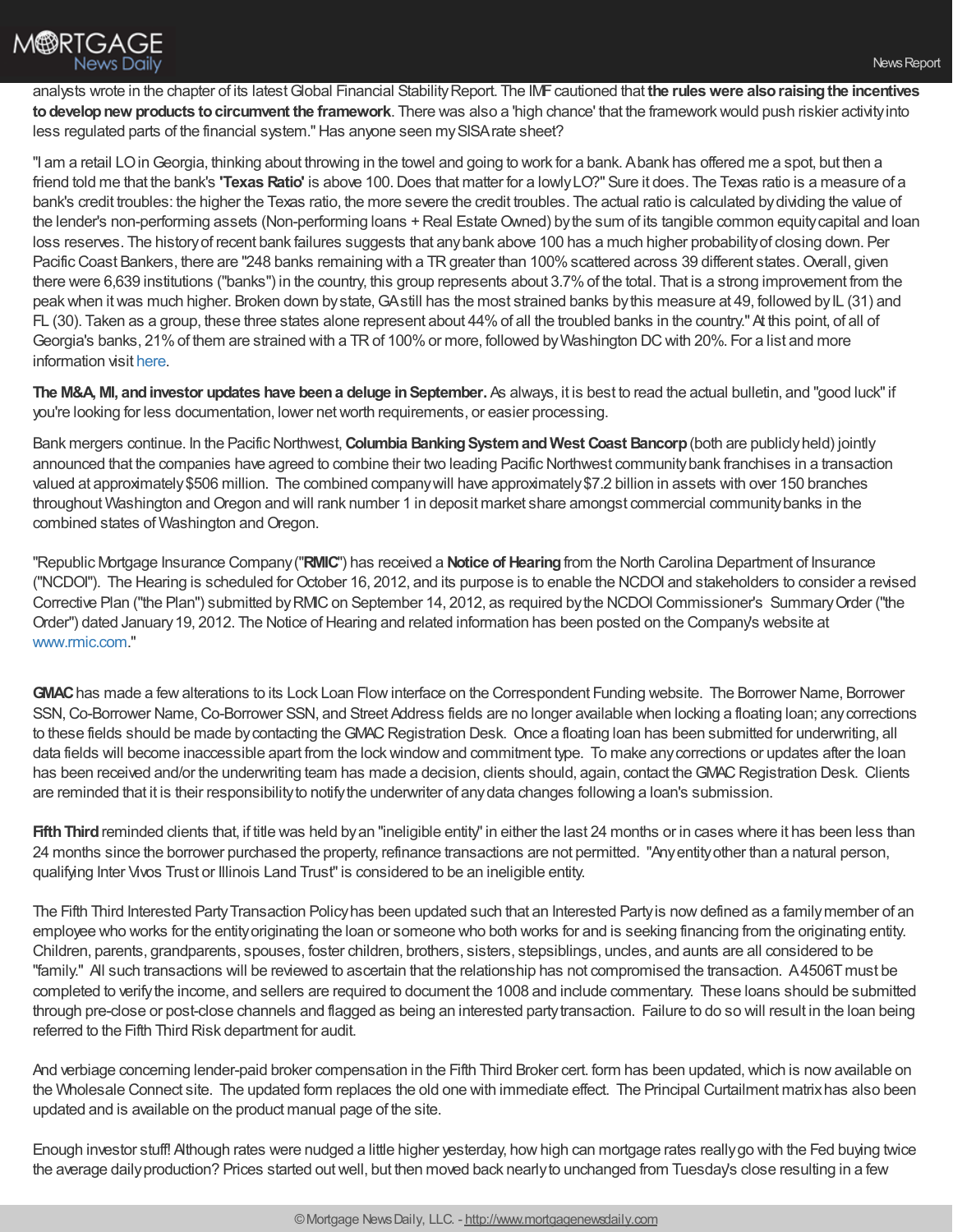analysts wrote in the chapter of its latest Global Financial Stability Report. The IMF cautioned that **the rules were also raising the incentives to develop new products to circumvent the framework**. There was also a 'high chance' that the framework would push riskier activity into less regulated parts of the financial system." Has anyone seen my SISA rate sheet?

"I am a retail LO in Georgia, thinking about throwing in the towel and going to work for a bank. A bank has offered me a spot, but then a friend told me that the bank's **'Texas Ratio'** is above 100. Does that matter for a lowly LO?" Sure it does. The Texas ratio is a measure of a bank's credit troubles: the higher the Texas ratio, the more severe the credit troubles. The actual ratio is calculated by dividing the value of the lender's non-performing assets (Non-performing loans + Real Estate Owned) by the sum of its tangible common equity capital and loan loss reserves. The history of recent bank failures suggests that any bank above 100 has a much higher probability of closing down. Per Pacific Coast Bankers, there are "248 banks remaining with a TR greater than 100% scattered across 39 different states. Overall, given there were 6,639 institutions ("banks") in the country, this group represents about 3.7% of the total. That is a strong improvement from the peak when it was much higher. Broken down by state, GA still has the most strained banks by this measure at 49, followed by IL (31) and FL (30). Taken as a group, these three states alone represent about 44% of all the troubled banks in the country." At this point, of all of Georgia's banks, 21% of them are strained with a TR of 100% or more, followed by Washington DC with 20%. For a list and more information visit here.

**The M&A, MI, and investor updates have been a deluge in September.** As always, it is best to read the actual bulletin, and "good luck" if you're looking for less documentation, lower net worth requirements, or easier processing.

Bank mergers continue. In the Pacific Northwest, **Columbia Banking System and West Coast Bancorp** (both are publicly held) jointly announced that the companies have agreed to combine their two leading Pacific Northwest community bank franchises in a transaction valued at approximately $506 million. The combined company will have approximately $7.2 billion in assets with over 150 branches throughout Washington and Oregon and will rank number 1 in deposit market share amongst commercial community banks in the combined states of Washington and Oregon.

"Republic Mortgage Insurance Company ("**RMIC**") has received a **Notice of Hearing** from the North Carolina Department of Insurance ("NCDOI"). The Hearing is scheduled for October 16, 2012, and its purpose is to enable the NCDOI and stakeholders to consider a revised Corrective Plan ("the Plan") submitted by RMIC on September 14, 2012, as required by the NCDOI Commissioner's Summary Order ("the Order") dated January 19, 2012. The Notice of Hearing and related information has been posted on the Company's website at www.rmic.com."

**GMAC** has made a few alterations to its Lock Loan Flow interface on the Correspondent Funding website. The Borrower Name, Borrower SSN, Co-Borrower Name, Co-Borrower SSN, and Street Address fields are no longer available when locking a floating loan; any corrections to these fields should be made by contacting the GMAC Registration Desk. Once a floating loan has been submitted for underwriting, all data fields will become inaccessible apart from the lock window and commitment type. To make any corrections or updates after the loan has been received and/or the underwriting team has made a decision, clients should, again, contact the GMAC Registration Desk. Clients are reminded that it is their responsibility to notify the underwriter of any data changes following a loan's submission.

**Fifth Third** reminded clients that, if title was held by an "ineligible entity" in either the last 24 months or in cases where it has been less than 24 months since the borrower purchased the property, refinance transactions are not permitted. "Any entity other than a natural person, qualifying Inter Vivos Trust or Illinois Land Trust" is considered to be an ineligible entity.

The Fifth Third Interested Party Transaction Policy has been updated such that an Interested Party is now defined as a family member of an employee who works for the entity originating the loan or someone who both works for and is seeking financing from the originating entity. Children, parents, grandparents, spouses, foster children, brothers, sisters, stepsiblings, uncles, and aunts are all considered to be "family." All such transactions will be reviewed to ascertain that the relationship has not compromised the transaction. A 4506T must be completed to verify the income, and sellers are required to document the 1008 and include commentary. These loans should be submitted through pre-close or post-close channels and flagged as being an interested party transaction. Failure to do so will result in the loan being referred to the Fifth Third Risk department for audit.

And verbiage concerning lender-paid broker compensation in the Fifth Third Broker cert. form has been updated, which is now available on the Wholesale Connect site. The updated form replaces the old one with immediate effect. The Principal Curtailment matrix has also been updated and is available on the product manual page of the site.

Enough investor stuff! Although rates were nudged a little higher yesterday, how high can mortgage rates really go with the Fed buying twice the average daily production? Prices started out well, but then moved back nearly to unchanged from Tuesday's close resulting in a few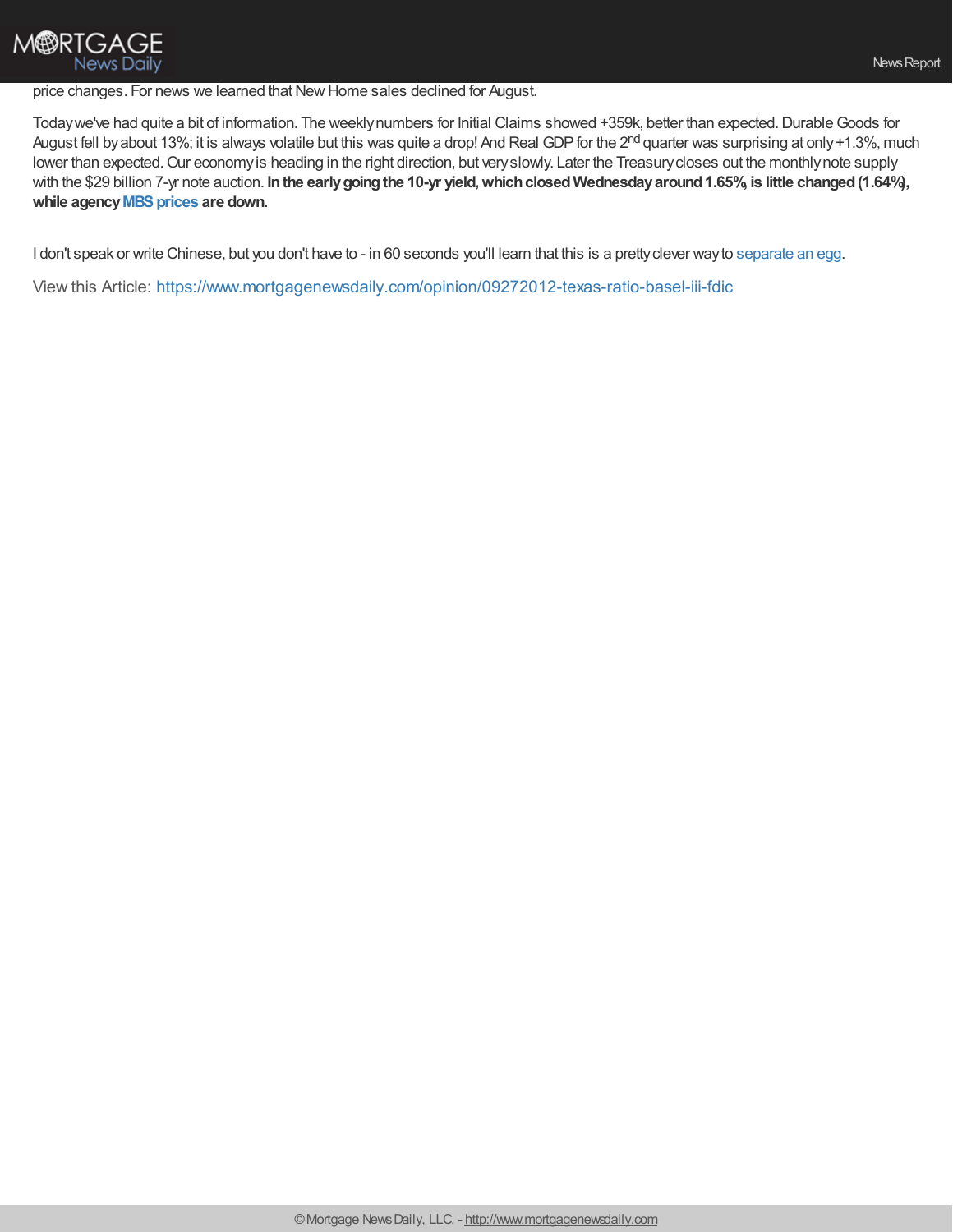price changes. For news we learned that New Home sales declined for August.

Today we've had quite a bit of information. The weekly numbers for Initial Claims showed +359k, better than expected. Durable Goods for August fell by about 13%; it is always volatile but this was quite a drop! And Real GDP for the 2nd quarter was surprising at only +1.3%, much lower than expected. Our economy is heading in the right direction, but very slowly. Later the Treasury closes out the monthly note supply with the $29 billion 7-yr note auction. **In the early going the 10-yr yield, which closed Wednesday around 1.65%, is little changed (1.64%), while agency MBS prices are down.**

I don't speak or write Chinese, but you don't have to - in 60 seconds you'll learn that this is a pretty clever way to separate an egg.

View this Article: https://www.mortgagenewsdaily.com/opinion/09272012-texas-ratio-basel-iii-fdic